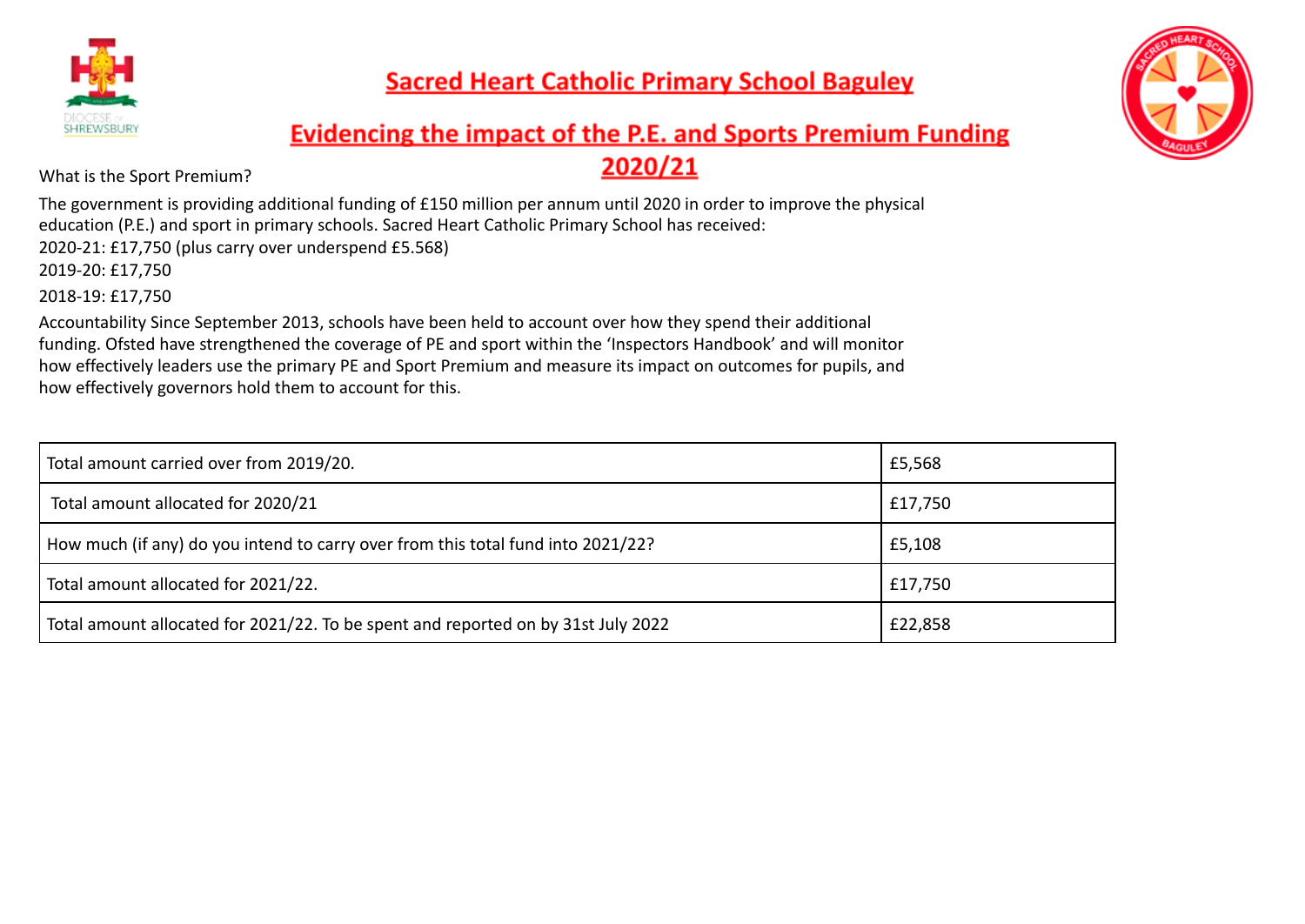# Sacred Heart Catholic Primary School Baguley

## Evidencing the impact of the P.E. and Sports Premium Funding 2020/21

What is the Sport Premium?

The government is providing additional funding of £150 million per annum until 2020 in order to improve the physical education (P.E.) and sport in primary schools. Sacred Heart Catholic Primary School has received:

2020-21: £17,750 (plus carry over underspend £5.568)

2019-20: £17,750

2018-19: £17,750

Accountability Since September 2013, schools have been held to account over how they spend their additional funding. Ofsted have strengthened the coverage of PE and sport within the 'Inspectors Handbook' and will monitor how effectively leaders use the primary PE and Sport Premium and measure its impact on outcomes for pupils, and how effectively governors hold them to account for this.

| | |
|---|---|
| Total amount carried over from 2019/20. | £5,568 |
| Total amount allocated for 2020/21 | £17,750 |
| How much (if any) do you intend to carry over from this total fund into 2021/22? | £5,108 |
| Total amount allocated for 2021/22. | £17,750 |
| Total amount allocated for 2021/22. To be spent and reported on by 31st July 2022 | £22,858 |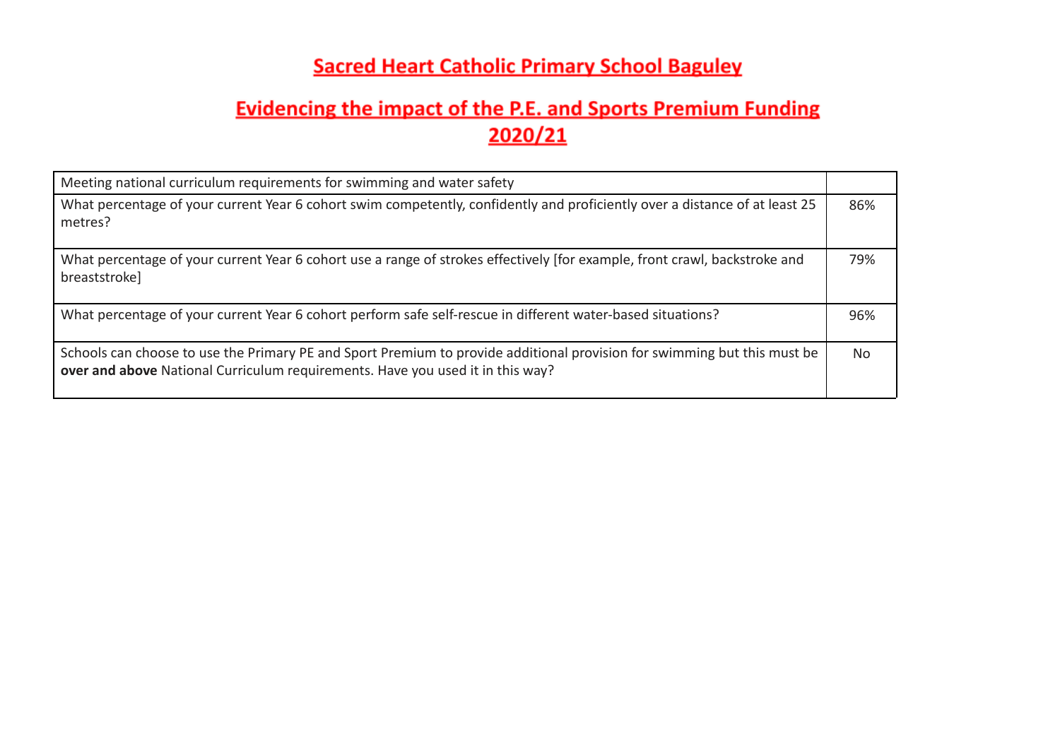# Sacred Heart Catholic Primary School Baguley

## Evidencing the impact of the P.E. and Sports Premium Funding 2020/21

| Meeting national curriculum requirements for swimming and water safety | |
|---|---|
| What percentage of your current Year 6 cohort swim competently, confidently and proficiently over a distance of at least 25 metres? | 86% |
| What percentage of your current Year 6 cohort use a range of strokes effectively [for example, front crawl, backstroke and breaststroke] | 79% |
| What percentage of your current Year 6 cohort perform safe self-rescue in different water-based situations? | 96% |
| Schools can choose to use the Primary PE and Sport Premium to provide additional provision for swimming but this must be **over and above** National Curriculum requirements. Have you used it in this way? | No |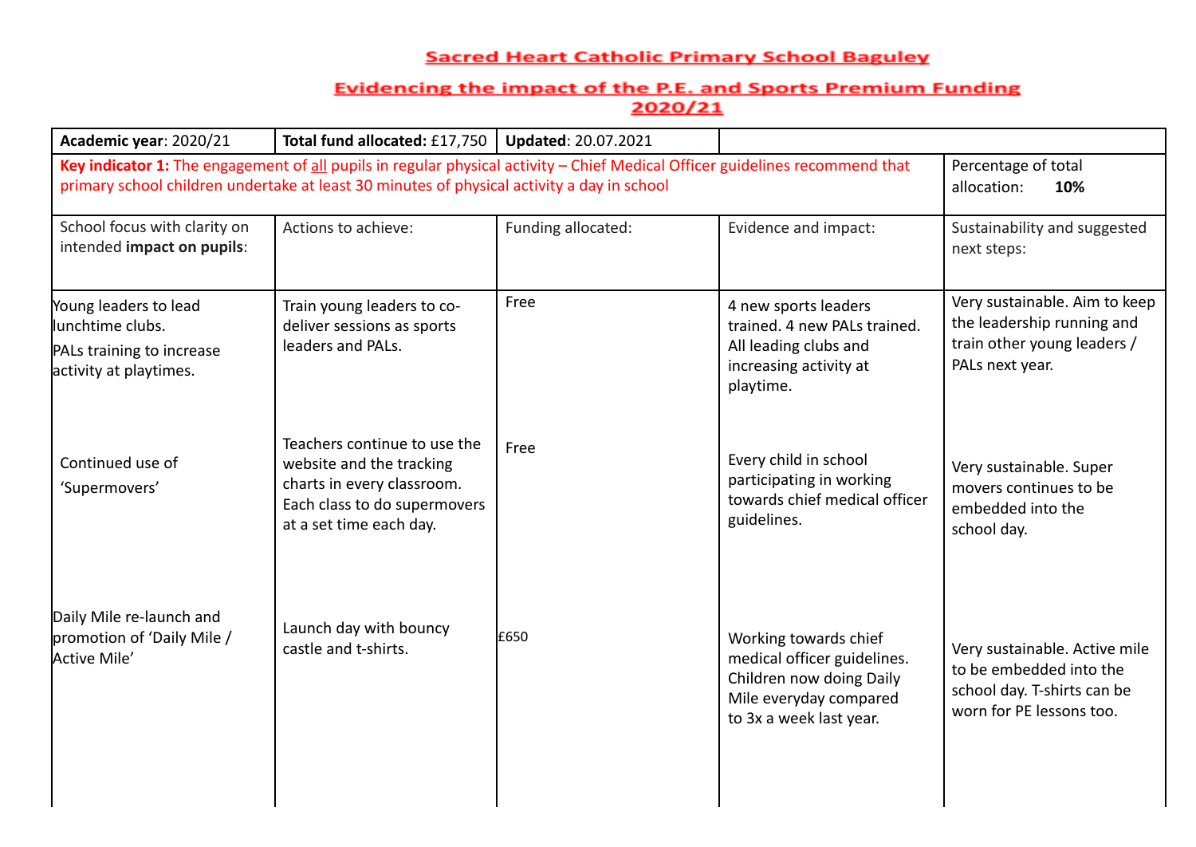# Sacred Heart Catholic Primary School Baguley

## Evidencing the impact of the P.E. and Sports Premium Funding 2020/21

| **Academic year**: 2020/21 | **Total fund allocated:** £17,750 | **Updated**: 20.07.2021 | | |
|---|---|---|---|---|
| **Key indicator 1:** The engagement of all pupils in regular physical activity – Chief Medical Officer guidelines recommend that primary school children undertake at least 30 minutes of physical activity a day in school | | | | Percentage of total allocation: **10%** |
| School focus with clarity on intended **impact on pupils**: | Actions to achieve: | Funding allocated: | Evidence and impact: | Sustainability and suggested next steps: |
| Young leaders to lead lunchtime clubs. PALs training to increase activity at playtimes. | Train young leaders to co-deliver sessions as sports leaders and PALs. | Free | 4 new sports leaders trained. 4 new PALs trained. All leading clubs and increasing activity at playtime. | Very sustainable. Aim to keep the leadership running and train other young leaders / PALs next year. |
| Continued use of 'Supermovers' | Teachers continue to use the website and the tracking charts in every classroom. Each class to do supermovers at a set time each day. | Free | Every child in school participating in working towards chief medical officer guidelines. | Very sustainable. Super movers continues to be embedded into the school day. |
| Daily Mile re-launch and promotion of 'Daily Mile / Active Mile' | Launch day with bouncy castle and t-shirts. | £650 | Working towards chief medical officer guidelines. Children now doing Daily Mile everyday compared to 3x a week last year. | Very sustainable. Active mile to be embedded into the school day. T-shirts can be worn for PE lessons too. |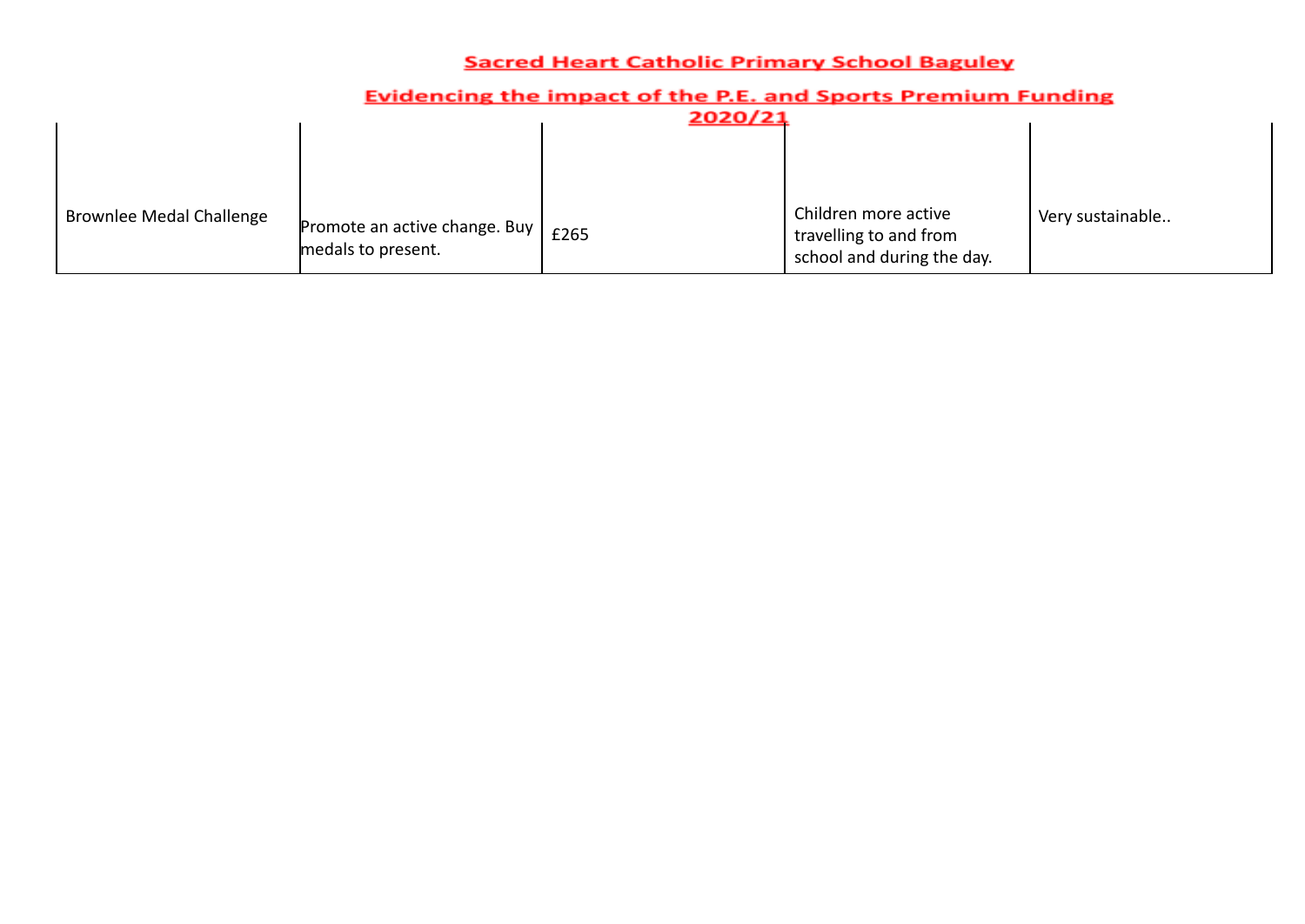**Sacred Heart Catholic Primary School Baguley**

**Evidencing the impact of the P.E. and Sports Premium Funding 2020/21**

| | | | | |
|---|---|---|---|---|
| Brownlee Medal Challenge | Promote an active change. Buy medals to present. | £265 | Children more active travelling to and from school and during the day. | Very sustainable.. |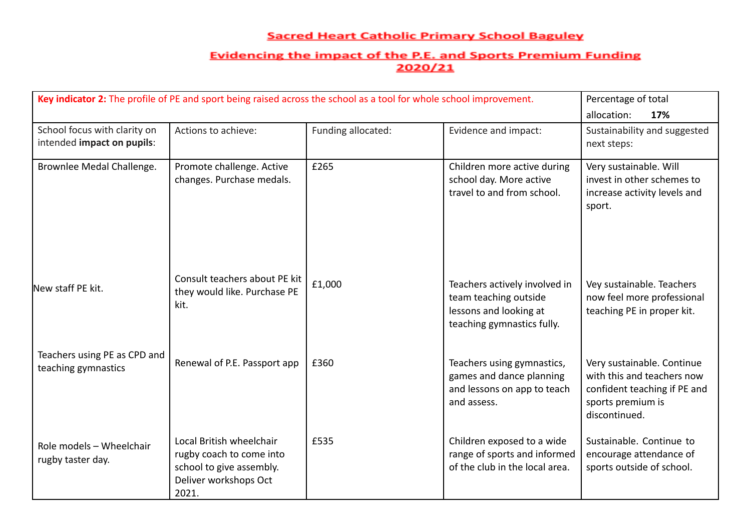# Sacred Heart Catholic Primary School Baguley

## Evidencing the impact of the P.E. and Sports Premium Funding 2020/21

| **Key indicator 2:** The profile of PE and sport being raised across the school as a tool for whole school improvement. | | | | Percentage of total allocation: **17%** |
|---|---|---|---|---|
| School focus with clarity on intended **impact on pupils**: | Actions to achieve: | Funding allocated: | Evidence and impact: | Sustainability and suggested next steps: |
| Brownlee Medal Challenge. | Promote challenge. Active changes. Purchase medals. | £265 | Children more active during school day. More active travel to and from school. | Very sustainable. Will invest in other schemes to increase activity levels and sport. |
| New staff PE kit. | Consult teachers about PE kit they would like. Purchase PE kit. | £1,000 | Teachers actively involved in team teaching outside lessons and looking at teaching gymnastics fully. | Vey sustainable. Teachers now feel more professional teaching PE in proper kit. |
| Teachers using PE as CPD and teaching gymnastics | Renewal of P.E. Passport app | £360 | Teachers using gymnastics, games and dance planning and lessons on app to teach and assess. | Very sustainable. Continue with this and teachers now confident teaching if PE and sports premium is discontinued. |
| Role models – Wheelchair rugby taster day. | Local British wheelchair rugby coach to come into school to give assembly. Deliver workshops Oct 2021. | £535 | Children exposed to a wide range of sports and informed of the club in the local area. | Sustainable. Continue to encourage attendance of sports outside of school. |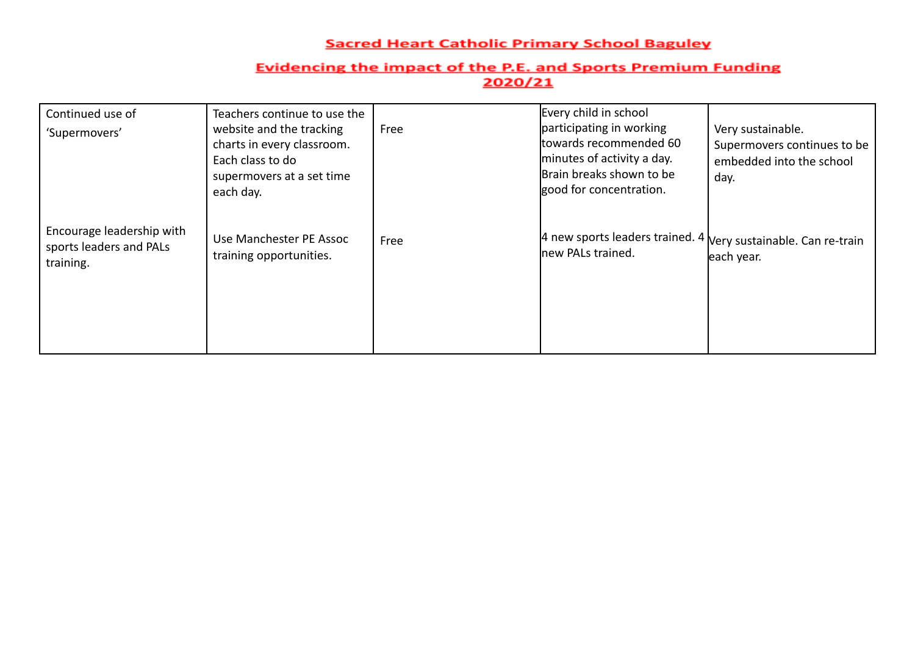## Sacred Heart Catholic Primary School Baguley

## Evidencing the impact of the P.E. and Sports Premium Funding 2020/21

| | | | | |
|---|---|---|---|---|
| Continued use of 'Supermovers' | Teachers continue to use the website and the tracking charts in every classroom. Each class to do supermovers at a set time each day. | Free | Every child in school participating in working towards recommended 60 minutes of activity a day. Brain breaks shown to be good for concentration. | Very sustainable. Supermovers continues to be embedded into the school day. |
| Encourage leadership with sports leaders and PALs training. | Use Manchester PE Assoc training opportunities. | Free | 4 new sports leaders trained. 4 new PALs trained. | Very sustainable. Can re-train each year. |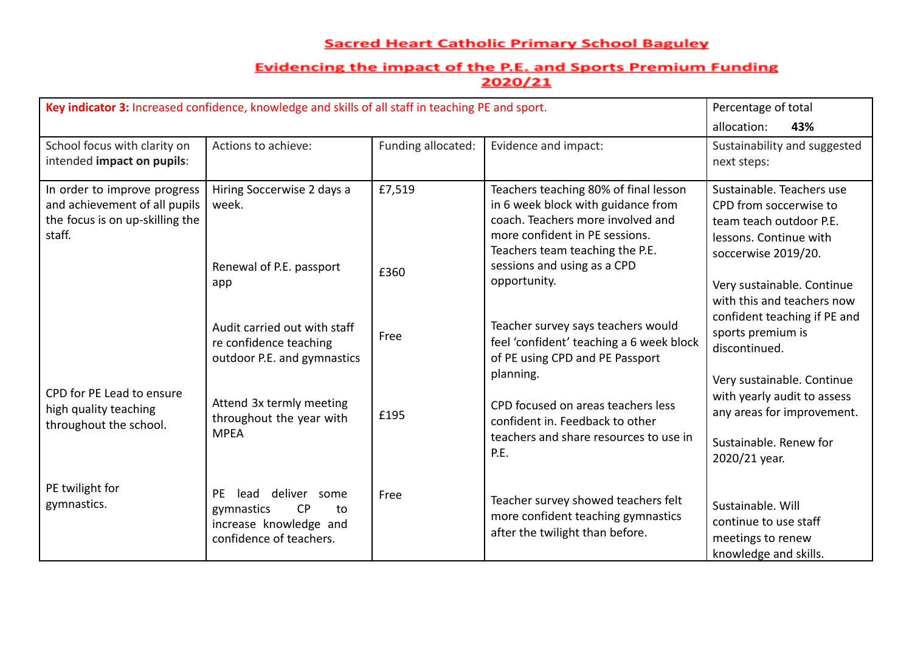# Sacred Heart Catholic Primary School Baguley

## Evidencing the impact of the P.E. and Sports Premium Funding 2020/21

| **Key indicator 3:** Increased confidence, knowledge and skills of all staff in teaching PE and sport. | | | | Percentage of total allocation: **43%** |
|---|---|---|---|---|
| School focus with clarity on intended **impact on pupils**: | Actions to achieve: | Funding allocated: | Evidence and impact: | Sustainability and suggested next steps: |
| In order to improve progress and achievement of all pupils the focus is on up-skilling the staff. | Hiring Soccerwise 2 days a week. | £7,519 | Teachers teaching 80% of final lesson in 6 week block with guidance from coach. Teachers more involved and more confident in PE sessions. Teachers team teaching the P.E. sessions and using as a CPD opportunity. | Sustainable. Teachers use CPD from soccerwise to team teach outdoor P.E. lessons. Continue with soccerwise 2019/20. |
| | Renewal of P.E. passport app | £360 | | Very sustainable. Continue with this and teachers now confident teaching if PE and sports premium is discontinued. |
| | Audit carried out with staff re confidence teaching outdoor P.E. and gymnastics | Free | Teacher survey says teachers would feel 'confident' teaching a 6 week block of PE using CPD and PE Passport planning. | Very sustainable. Continue with yearly audit to assess any areas for improvement. |
| CPD for PE Lead to ensure high quality teaching throughout the school. | Attend 3x termly meeting throughout the year with MPEA | £195 | CPD focused on areas teachers less confident in. Feedback to other teachers and share resources to use in P.E. | Sustainable. Renew for 2020/21 year. |
| PE twilight for gymnastics. | PE lead deliver some gymnastics CP to increase knowledge and confidence of teachers. | Free | Teacher survey showed teachers felt more confident teaching gymnastics after the twilight than before. | Sustainable. Will continue to use staff meetings to renew knowledge and skills. |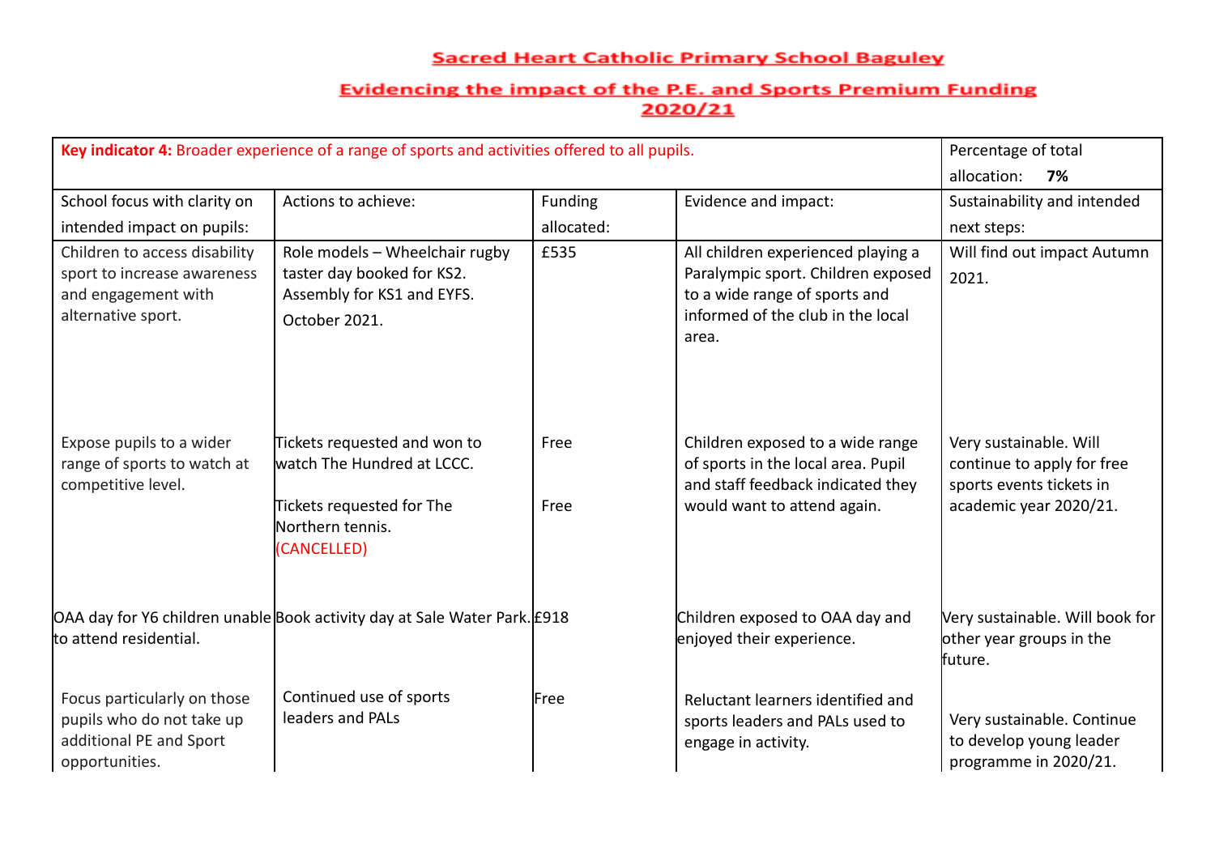# Sacred Heart Catholic Primary School Baguley

## Evidencing the impact of the P.E. and Sports Premium Funding 2020/21

| Key indicator 4: Broader experience of a range of sports and activities offered to all pupils. | | | | Percentage of total allocation: **7%** |
|---|---|---|---|---|
| School focus with clarity on intended impact on pupils: | Actions to achieve: | Funding allocated: | Evidence and impact: | Sustainability and intended next steps: |
| Children to access disability sport to increase awareness and engagement with alternative sport. | Role models – Wheelchair rugby taster day booked for KS2. Assembly for KS1 and EYFS. October 2021. | £535 | All children experienced playing a Paralympic sport. Children exposed to a wide range of sports and informed of the club in the local area. | Will find out impact Autumn 2021. |
| Expose pupils to a wider range of sports to watch at competitive level. | Tickets requested and won to watch The Hundred at LCCC.<br><br>Tickets requested for The Northern tennis. (CANCELLED) | Free<br><br>Free | Children exposed to a wide range of sports in the local area. Pupil and staff feedback indicated they would want to attend again. | Very sustainable. Will continue to apply for free sports events tickets in academic year 2020/21. |
| OAA day for Y6 children unable to attend residential. | Book activity day at Sale Water Park. | £918 | Children exposed to OAA day and enjoyed their experience. | Very sustainable. Will book for other year groups in the future. |
| Focus particularly on those pupils who do not take up additional PE and Sport opportunities. | Continued use of sports leaders and PALs | Free | Reluctant learners identified and sports leaders and PALs used to engage in activity. | Very sustainable. Continue to develop young leader programme in 2020/21. |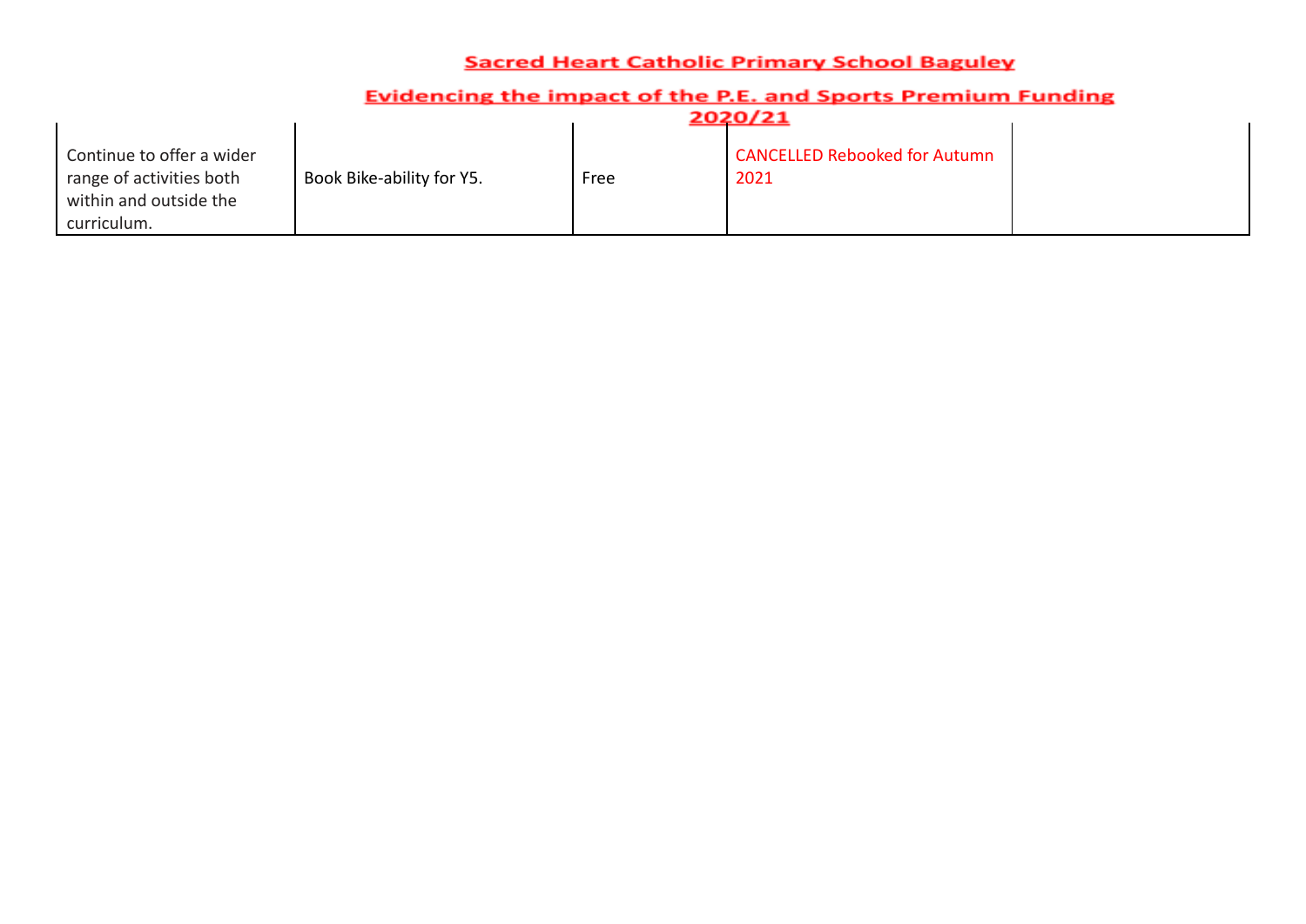| | | | | |
|---|---|---|---|---|
| Continue to offer a wider range of activities both within and outside the curriculum. | Book Bike-ability for Y5. | Free | CANCELLED Rebooked for Autumn 2021 | |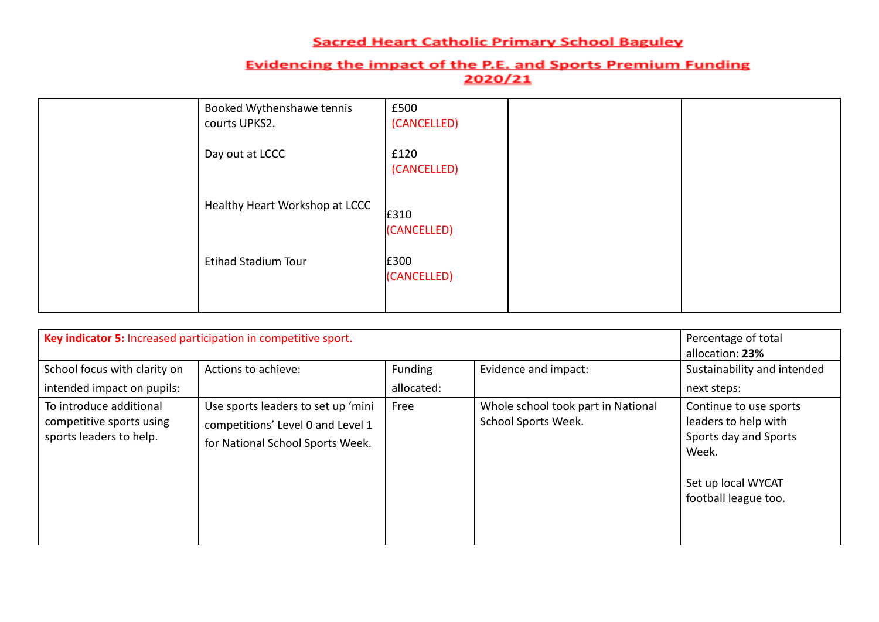# Sacred Heart Catholic Primary School Baguley

## Evidencing the impact of the P.E. and Sports Premium Funding 2020/21

| | | | | |
|---|---|---|---|---|
| | Booked Wythenshawe tennis courts UPKS2.<br><br>Day out at LCCC<br><br>Healthy Heart Workshop at LCCC<br><br>Etihad Stadium Tour | £500 (CANCELLED)<br><br>£120 (CANCELLED)<br><br>£310 (CANCELLED)<br><br>£300 (CANCELLED) | | |

| **Key indicator 5:** Increased participation in competitive sport. | | | | Percentage of total allocation: **23%** |
|---|---|---|---|---|
| School focus with clarity on intended impact on pupils: | Actions to achieve: | Funding allocated: | Evidence and impact: | Sustainability and intended next steps: |
| To introduce additional competitive sports using sports leaders to help. | Use sports leaders to set up 'mini competitions' Level 0 and Level 1 for National School Sports Week. | Free | Whole school took part in National School Sports Week. | Continue to use sports leaders to help with Sports day and Sports Week.<br><br>Set up local WYCAT football league too. |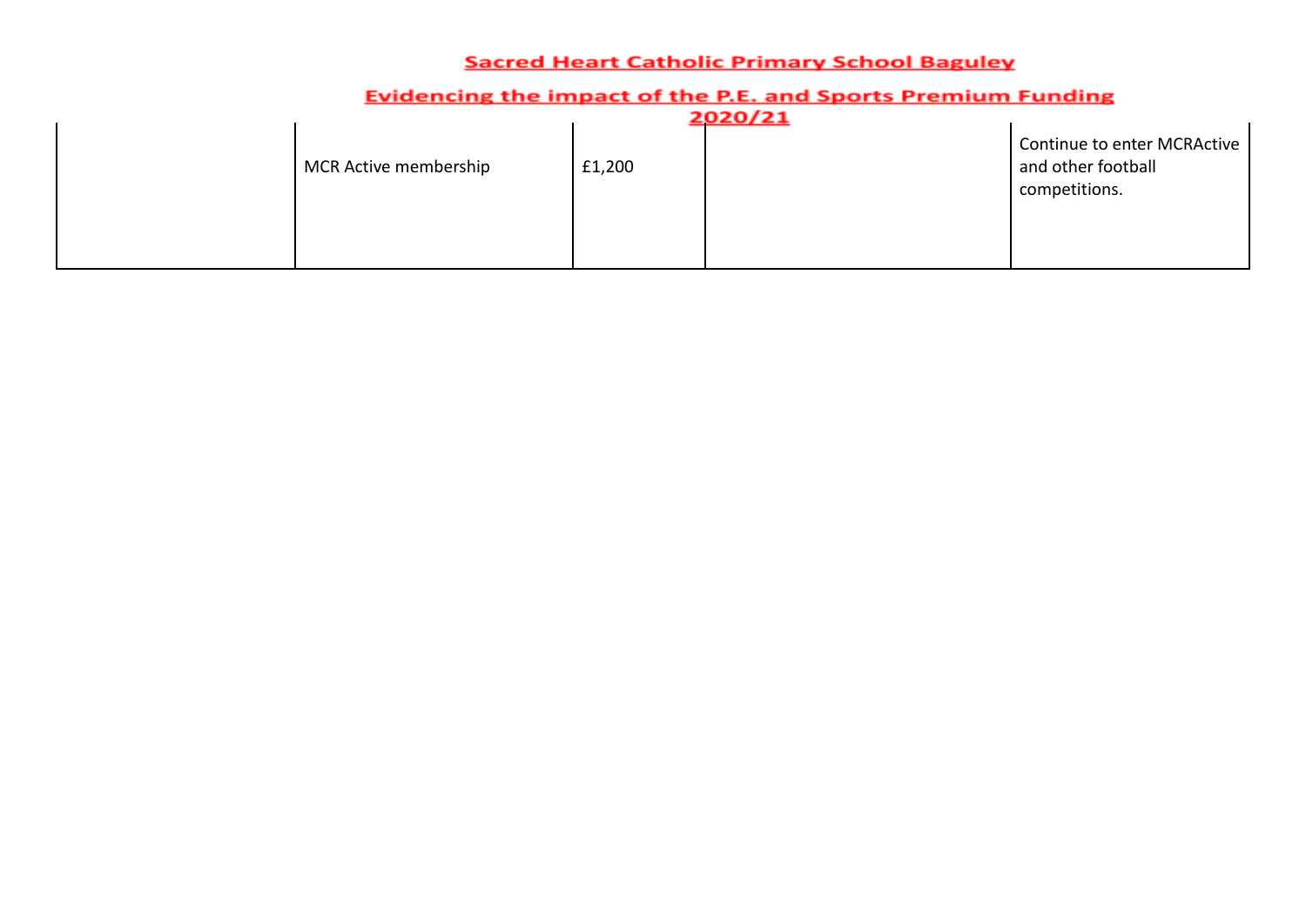| | | | | |
|---|---|---|---|---|
| | MCR Active membership | £1,200 | | Continue to enter MCRActive and other football competitions. |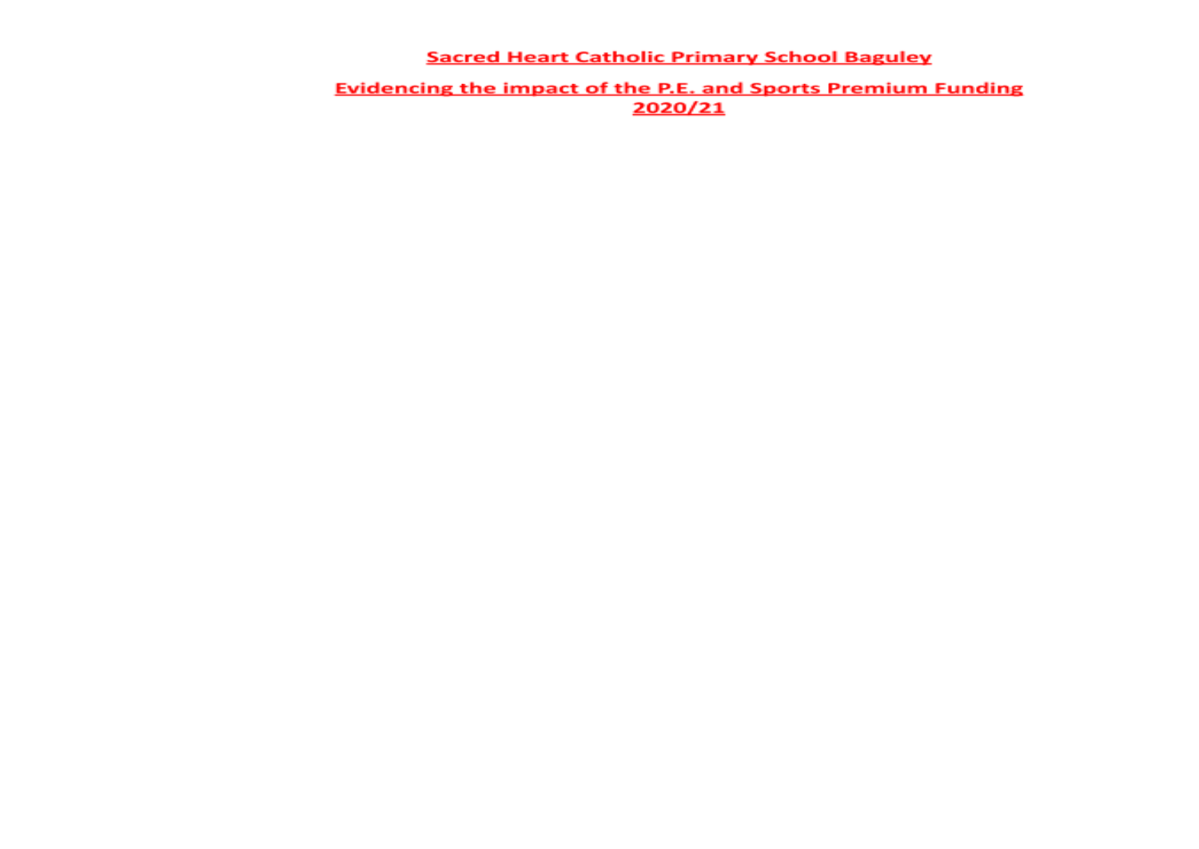**Sacred Heart Catholic Primary School Baguley**

**Evidencing the impact of the P.E. and Sports Premium Funding 2020/21**